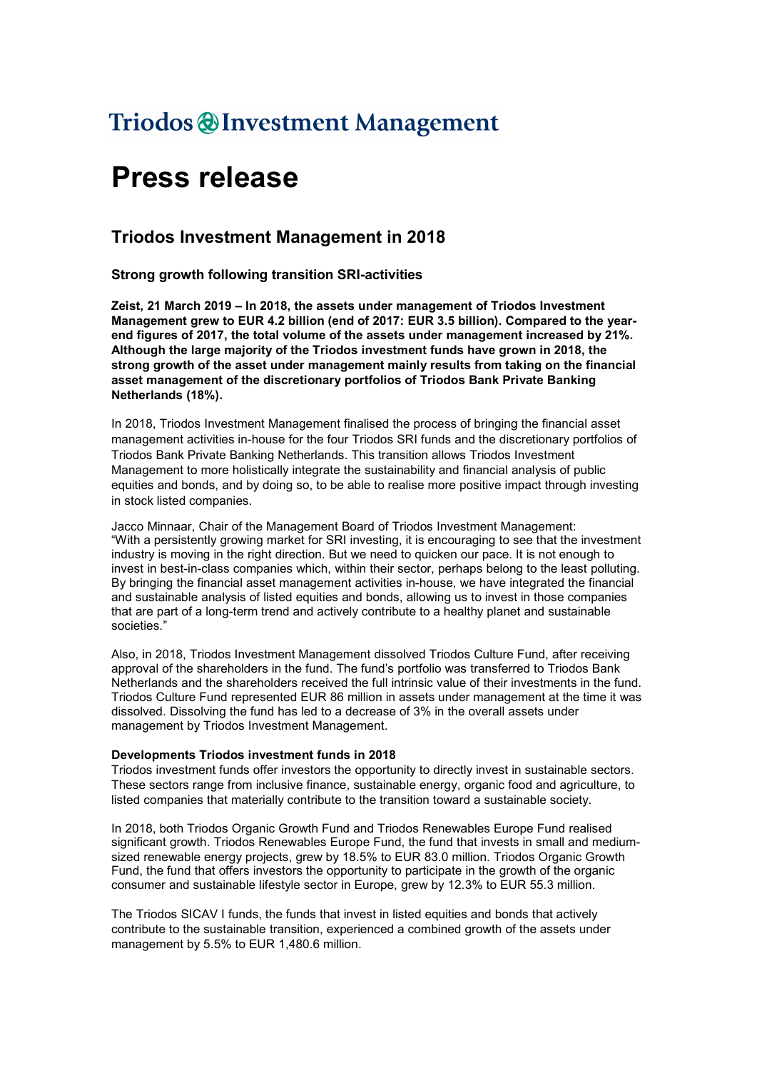Triodos Investment Management

# Press release

## Triodos Investment Management in 2018

### Strong growth following transition SRI-activities

**Zeist, 21 March 2019 – In 2018, the assets under management of Triodos Investment Management grew to EUR 4.2 billion (end of 2017: EUR 3.5 billion). Compared to the year-end figures of 2017, the total volume of the assets under management increased by 21%. Although the large majority of the Triodos investment funds have grown in 2018, the strong growth of the asset under management mainly results from taking on the financial asset management of the discretionary portfolios of Triodos Bank Private Banking Netherlands (18%).**

In 2018, Triodos Investment Management finalised the process of bringing the financial asset management activities in-house for the four Triodos SRI funds and the discretionary portfolios of Triodos Bank Private Banking Netherlands. This transition allows Triodos Investment Management to more holistically integrate the sustainability and financial analysis of public equities and bonds, and by doing so, to be able to realise more positive impact through investing in stock listed companies.

Jacco Minnaar, Chair of the Management Board of Triodos Investment Management: "With a persistently growing market for SRI investing, it is encouraging to see that the investment industry is moving in the right direction. But we need to quicken our pace. It is not enough to invest in best-in-class companies which, within their sector, perhaps belong to the least polluting. By bringing the financial asset management activities in-house, we have integrated the financial and sustainable analysis of listed equities and bonds, allowing us to invest in those companies that are part of a long-term trend and actively contribute to a healthy planet and sustainable societies."

Also, in 2018, Triodos Investment Management dissolved Triodos Culture Fund, after receiving approval of the shareholders in the fund. The fund's portfolio was transferred to Triodos Bank Netherlands and the shareholders received the full intrinsic value of their investments in the fund. Triodos Culture Fund represented EUR 86 million in assets under management at the time it was dissolved. Dissolving the fund has led to a decrease of 3% in the overall assets under management by Triodos Investment Management.

**Developments Triodos investment funds in 2018**

Triodos investment funds offer investors the opportunity to directly invest in sustainable sectors. These sectors range from inclusive finance, sustainable energy, organic food and agriculture, to listed companies that materially contribute to the transition toward a sustainable society.

In 2018, both Triodos Organic Growth Fund and Triodos Renewables Europe Fund realised significant growth. Triodos Renewables Europe Fund, the fund that invests in small and medium-sized renewable energy projects, grew by 18.5% to EUR 83.0 million. Triodos Organic Growth Fund, the fund that offers investors the opportunity to participate in the growth of the organic consumer and sustainable lifestyle sector in Europe, grew by 12.3% to EUR 55.3 million.

The Triodos SICAV I funds, the funds that invest in listed equities and bonds that actively contribute to the sustainable transition, experienced a combined growth of the assets under management by 5.5% to EUR 1,480.6 million.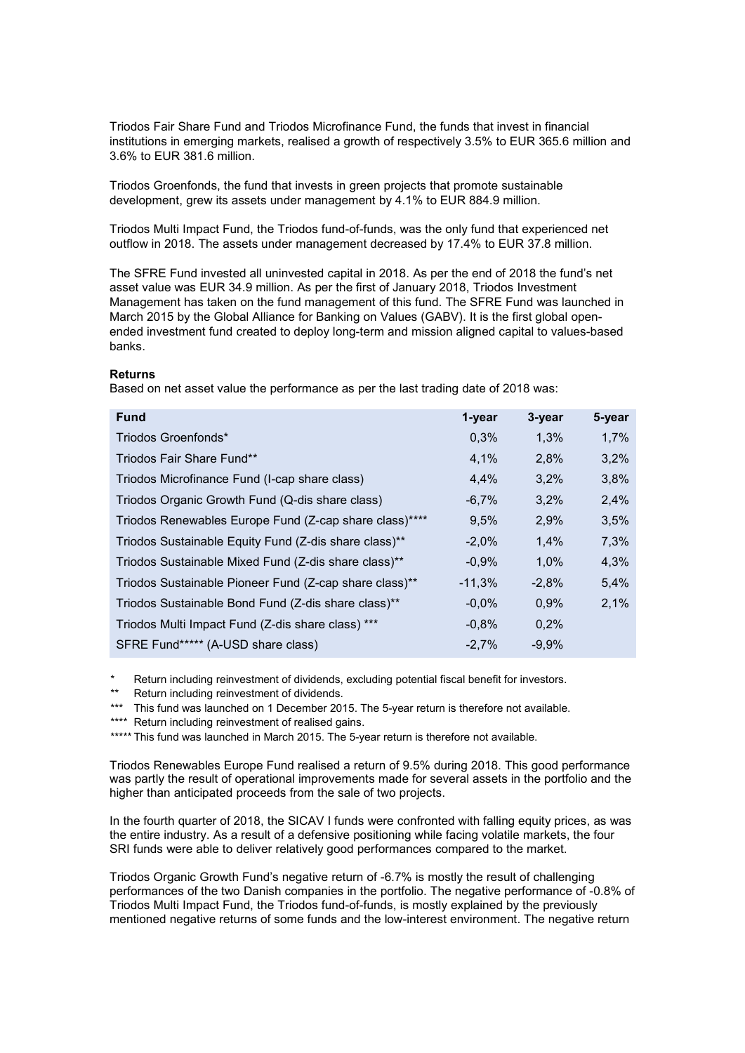Triodos Fair Share Fund and Triodos Microfinance Fund, the funds that invest in financial institutions in emerging markets, realised a growth of respectively 3.5% to EUR 365.6 million and 3.6% to EUR 381.6 million.

Triodos Groenfonds, the fund that invests in green projects that promote sustainable development, grew its assets under management by 4.1% to EUR 884.9 million.

Triodos Multi Impact Fund, the Triodos fund-of-funds, was the only fund that experienced net outflow in 2018. The assets under management decreased by 17.4% to EUR 37.8 million.

The SFRE Fund invested all uninvested capital in 2018. As per the end of 2018 the fund's net asset value was EUR 34.9 million. As per the first of January 2018, Triodos Investment Management has taken on the fund management of this fund. The SFRE Fund was launched in March 2015 by the Global Alliance for Banking on Values (GABV). It is the first global open-ended investment fund created to deploy long-term and mission aligned capital to values-based banks.

**Returns**

Based on net asset value the performance as per the last trading date of 2018 was:

| Fund | 1-year | 3-year | 5-year |
|---|---|---|---|
| Triodos Groenfonds* | 0,3% | 1,3% | 1,7% |
| Triodos Fair Share Fund** | 4,1% | 2,8% | 3,2% |
| Triodos Microfinance Fund (I-cap share class) | 4,4% | 3,2% | 3,8% |
| Triodos Organic Growth Fund (Q-dis share class) | -6,7% | 3,2% | 2,4% |
| Triodos Renewables Europe Fund (Z-cap share class)**** | 9,5% | 2,9% | 3,5% |
| Triodos Sustainable Equity Fund (Z-dis share class)** | -2,0% | 1,4% | 7,3% |
| Triodos Sustainable Mixed Fund (Z-dis share class)** | -0,9% | 1,0% | 4,3% |
| Triodos Sustainable Pioneer Fund (Z-cap share class)** | -11,3% | -2,8% | 5,4% |
| Triodos Sustainable Bond Fund (Z-dis share class)** | -0,0% | 0,9% | 2,1% |
| Triodos Multi Impact Fund (Z-dis share class) *** | -0,8% | 0,2% | |
| SFRE Fund***** (A-USD share class) | -2,7% | -9,9% | |

\* Return including reinvestment of dividends, excluding potential fiscal benefit for investors.
\*\* Return including reinvestment of dividends.
\*\*\* This fund was launched on 1 December 2015. The 5-year return is therefore not available.
\*\*\*\* Return including reinvestment of realised gains.
\*\*\*\*\* This fund was launched in March 2015. The 5-year return is therefore not available.

Triodos Renewables Europe Fund realised a return of 9.5% during 2018. This good performance was partly the result of operational improvements made for several assets in the portfolio and the higher than anticipated proceeds from the sale of two projects.

In the fourth quarter of 2018, the SICAV I funds were confronted with falling equity prices, as was the entire industry. As a result of a defensive positioning while facing volatile markets, the four SRI funds were able to deliver relatively good performances compared to the market.

Triodos Organic Growth Fund's negative return of -6.7% is mostly the result of challenging performances of the two Danish companies in the portfolio. The negative performance of -0.8% of Triodos Multi Impact Fund, the Triodos fund-of-funds, is mostly explained by the previously mentioned negative returns of some funds and the low-interest environment. The negative return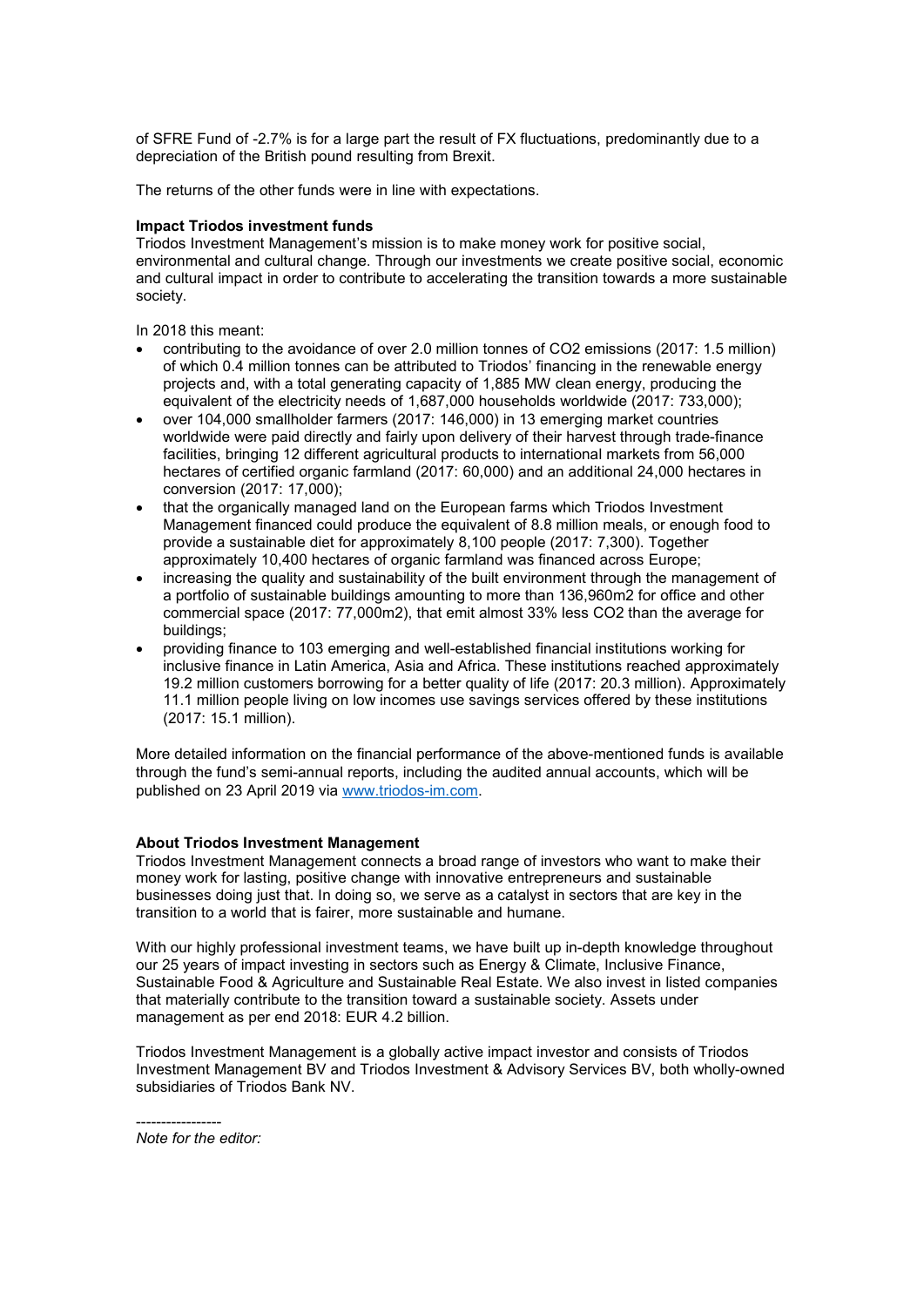of SFRE Fund of -2.7% is for a large part the result of FX fluctuations, predominantly due to a depreciation of the British pound resulting from Brexit.

The returns of the other funds were in line with expectations.

**Impact Triodos investment funds**

Triodos Investment Management's mission is to make money work for positive social, environmental and cultural change. Through our investments we create positive social, economic and cultural impact in order to contribute to accelerating the transition towards a more sustainable society.

In 2018 this meant:

- contributing to the avoidance of over 2.0 million tonnes of $CO_2$ emissions (2017: 1.5 million) of which 0.4 million tonnes can be attributed to Triodos' financing in the renewable energy projects and, with a total generating capacity of 1,885 MW clean energy, producing the equivalent of the electricity needs of 1,687,000 households worldwide (2017: 733,000);
- over 104,000 smallholder farmers (2017: 146,000) in 13 emerging market countries worldwide were paid directly and fairly upon delivery of their harvest through trade-finance facilities, bringing 12 different agricultural products to international markets from 56,000 hectares of certified organic farmland (2017: 60,000) and an additional 24,000 hectares in conversion (2017: 17,000);
- that the organically managed land on the European farms which Triodos Investment Management financed could produce the equivalent of 8.8 million meals, or enough food to provide a sustainable diet for approximately 8,100 people (2017: 7,300). Together approximately 10,400 hectares of organic farmland was financed across Europe;
- increasing the quality and sustainability of the built environment through the management of a portfolio of sustainable buildings amounting to more than 136,960m2 for office and other commercial space (2017: 77,000m2), that emit almost 33% less $CO_2$ than the average for buildings;
- providing finance to 103 emerging and well-established financial institutions working for inclusive finance in Latin America, Asia and Africa. These institutions reached approximately 19.2 million customers borrowing for a better quality of life (2017: 20.3 million). Approximately 11.1 million people living on low incomes use savings services offered by these institutions (2017: 15.1 million).

More detailed information on the financial performance of the above-mentioned funds is available through the fund's semi-annual reports, including the audited annual accounts, which will be published on 23 April 2019 via www.triodos-im.com.

**About Triodos Investment Management**

Triodos Investment Management connects a broad range of investors who want to make their money work for lasting, positive change with innovative entrepreneurs and sustainable businesses doing just that. In doing so, we serve as a catalyst in sectors that are key in the transition to a world that is fairer, more sustainable and humane.

With our highly professional investment teams, we have built up in-depth knowledge throughout our 25 years of impact investing in sectors such as Energy & Climate, Inclusive Finance, Sustainable Food & Agriculture and Sustainable Real Estate. We also invest in listed companies that materially contribute to the transition toward a sustainable society. Assets under management as per end 2018: EUR 4.2 billion.

Triodos Investment Management is a globally active impact investor and consists of Triodos Investment Management BV and Triodos Investment & Advisory Services BV, both wholly-owned subsidiaries of Triodos Bank NV.

-----------------

*Note for the editor:*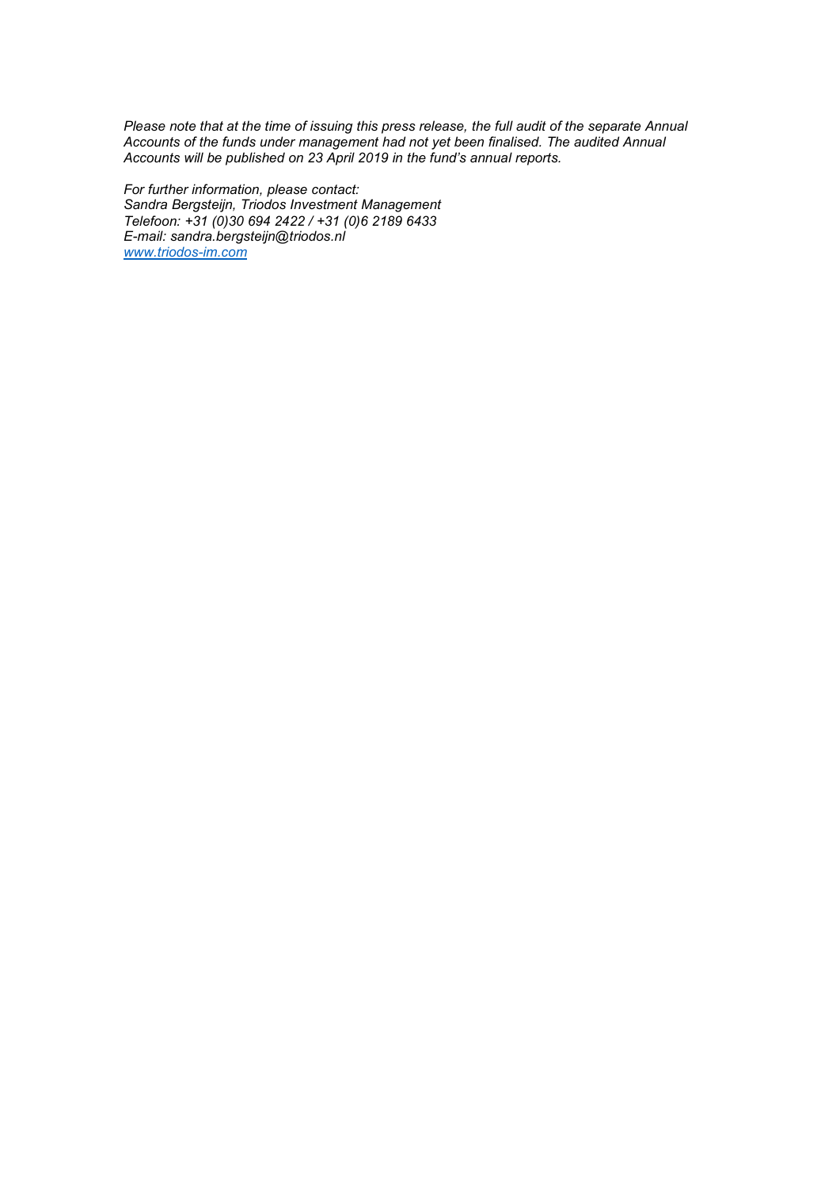*Please note that at the time of issuing this press release, the full audit of the separate Annual Accounts of the funds under management had not yet been finalised. The audited Annual Accounts will be published on 23 April 2019 in the fund's annual reports.*

*For further information, please contact:*
*Sandra Bergsteijn, Triodos Investment Management*
*Telefoon: +31 (0)30 694 2422 / +31 (0)6 2189 6433*
*E-mail: sandra.bergsteijn@triodos.nl*
*www.triodos-im.com*